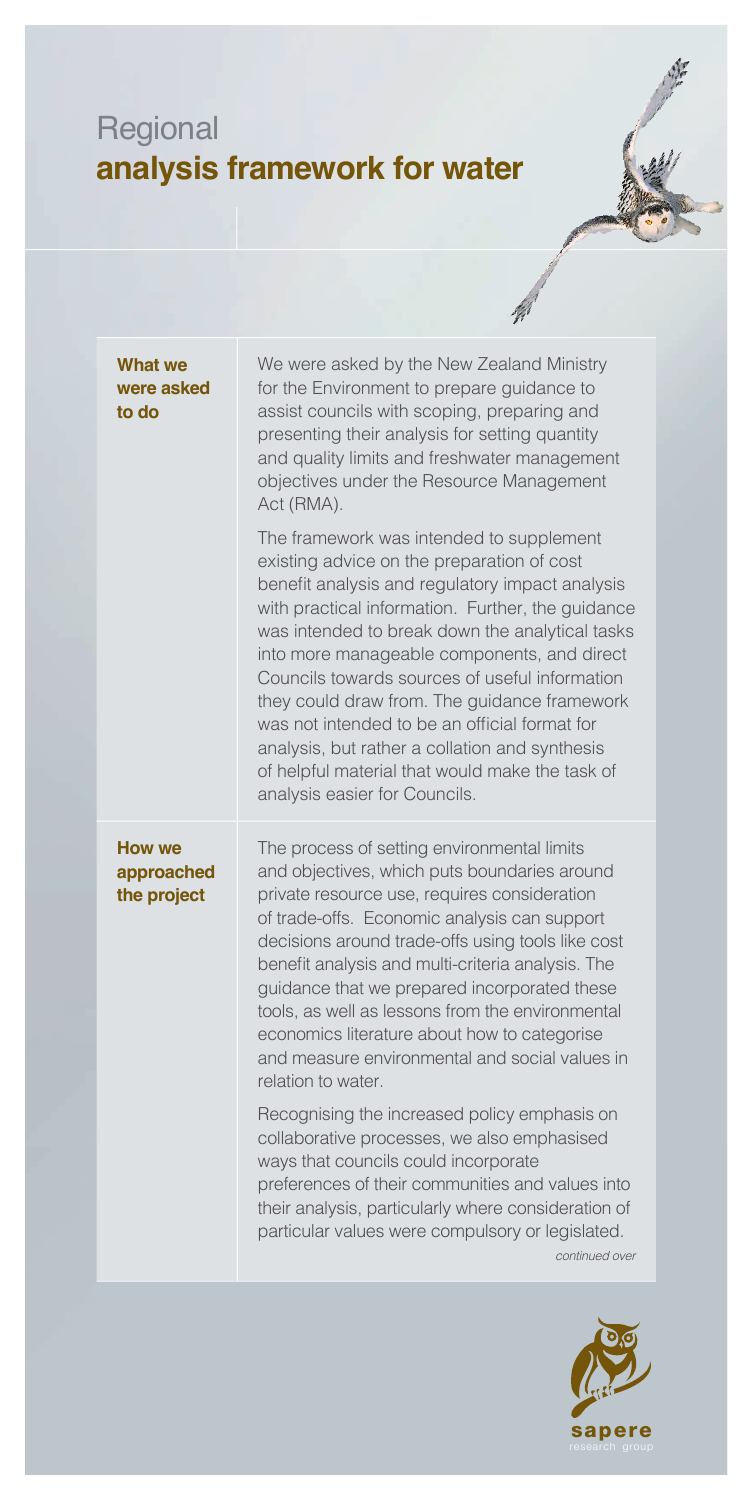# Regional **analysis framework for water**

## What we were asked to do

We were asked by the New Zealand Ministry for the Environment to prepare guidance to assist councils with scoping, preparing and presenting their analysis for setting quantity and quality limits and freshwater management objectives under the Resource Management Act (RMA).

The framework was intended to supplement existing advice on the preparation of cost benefit analysis and regulatory impact analysis with practical information. Further, the guidance was intended to break down the analytical tasks into more manageable components, and direct Councils towards sources of useful information they could draw from. The guidance framework was not intended to be an official format for analysis, but rather a collation and synthesis of helpful material that would make the task of analysis easier for Councils.

## How we approached the project

The process of setting environmental limits and objectives, which puts boundaries around private resource use, requires consideration of trade-offs. Economic analysis can support decisions around trade-offs using tools like cost benefit analysis and multi-criteria analysis. The guidance that we prepared incorporated these tools, as well as lessons from the environmental economics literature about how to categorise and measure environmental and social values in relation to water.

Recognising the increased policy emphasis on collaborative processes, we also emphasised ways that councils could incorporate preferences of their communities and values into their analysis, particularly where consideration of particular values were compulsory or legislated.

*continued over*

sapere research group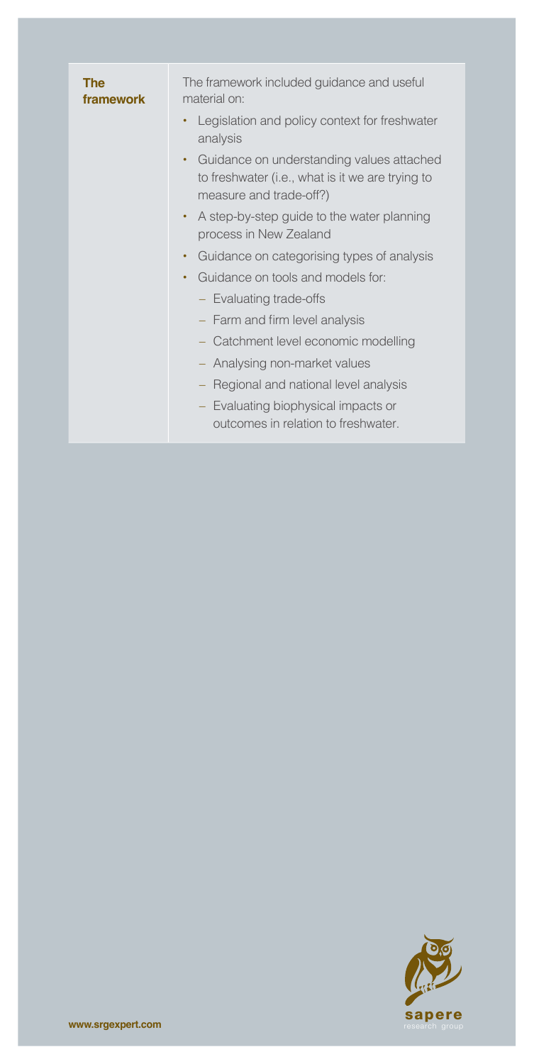**The framework**

The framework included guidance and useful material on:

- Legislation and policy context for freshwater analysis
- Guidance on understanding values attached to freshwater (i.e., what is it we are trying to measure and trade-off?)
- A step-by-step guide to the water planning process in New Zealand
- Guidance on categorising types of analysis
- Guidance on tools and models for:
  - Evaluating trade-offs
  - Farm and firm level analysis
  - Catchment level economic modelling
  - Analysing non-market values
  - Regional and national level analysis
  - Evaluating biophysical impacts or outcomes in relation to freshwater.

www.srgexpert.com

sapere
research group